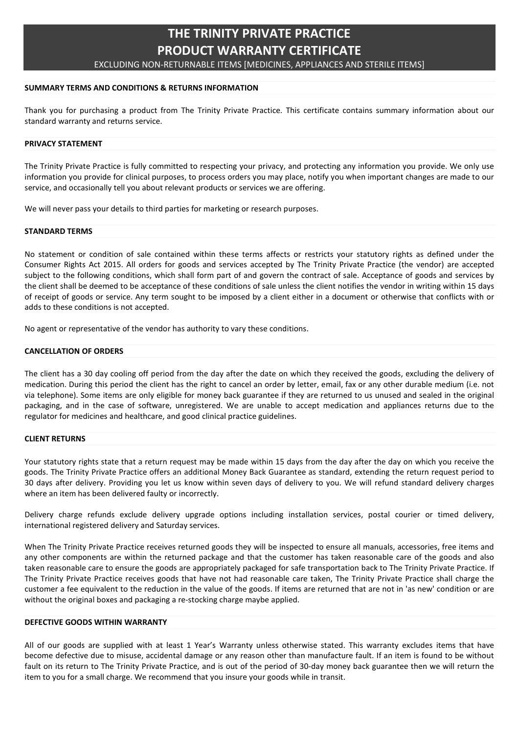# THE TRINITY PRIVATE PRACTICE
# PRODUCT WARRANTY CERTIFICATE

EXCLUDING NON-RETURNABLE ITEMS [MEDICINES, APPLIANCES AND STERILE ITEMS]

### SUMMARY TERMS AND CONDITIONS & RETURNS INFORMATION

Thank you for purchasing a product from The Trinity Private Practice. This certificate contains summary information about our standard warranty and returns service.

### PRIVACY STATEMENT

The Trinity Private Practice is fully committed to respecting your privacy, and protecting any information you provide. We only use information you provide for clinical purposes, to process orders you may place, notify you when important changes are made to our service, and occasionally tell you about relevant products or services we are offering.

We will never pass your details to third parties for marketing or research purposes.

### STANDARD TERMS

No statement or condition of sale contained within these terms affects or restricts your statutory rights as defined under the Consumer Rights Act 2015. All orders for goods and services accepted by The Trinity Private Practice (the vendor) are accepted subject to the following conditions, which shall form part of and govern the contract of sale. Acceptance of goods and services by the client shall be deemed to be acceptance of these conditions of sale unless the client notifies the vendor in writing within 15 days of receipt of goods or service. Any term sought to be imposed by a client either in a document or otherwise that conflicts with or adds to these conditions is not accepted.

No agent or representative of the vendor has authority to vary these conditions.

### CANCELLATION OF ORDERS

The client has a 30 day cooling off period from the day after the date on which they received the goods, excluding the delivery of medication. During this period the client has the right to cancel an order by letter, email, fax or any other durable medium (i.e. not via telephone). Some items are only eligible for money back guarantee if they are returned to us unused and sealed in the original packaging, and in the case of software, unregistered. We are unable to accept medication and appliances returns due to the regulator for medicines and healthcare, and good clinical practice guidelines.

### CLIENT RETURNS

Your statutory rights state that a return request may be made within 15 days from the day after the day on which you receive the goods. The Trinity Private Practice offers an additional Money Back Guarantee as standard, extending the return request period to 30 days after delivery. Providing you let us know within seven days of delivery to you. We will refund standard delivery charges where an item has been delivered faulty or incorrectly.

Delivery charge refunds exclude delivery upgrade options including installation services, postal courier or timed delivery, international registered delivery and Saturday services.

When The Trinity Private Practice receives returned goods they will be inspected to ensure all manuals, accessories, free items and any other components are within the returned package and that the customer has taken reasonable care of the goods and also taken reasonable care to ensure the goods are appropriately packaged for safe transportation back to The Trinity Private Practice. If The Trinity Private Practice receives goods that have not had reasonable care taken, The Trinity Private Practice shall charge the customer a fee equivalent to the reduction in the value of the goods. If items are returned that are not in 'as new' condition or are without the original boxes and packaging a re-stocking charge maybe applied.

### DEFECTIVE GOODS WITHIN WARRANTY

All of our goods are supplied with at least 1 Year's Warranty unless otherwise stated. This warranty excludes items that have become defective due to misuse, accidental damage or any reason other than manufacture fault. If an item is found to be without fault on its return to The Trinity Private Practice, and is out of the period of 30-day money back guarantee then we will return the item to you for a small charge. We recommend that you insure your goods while in transit.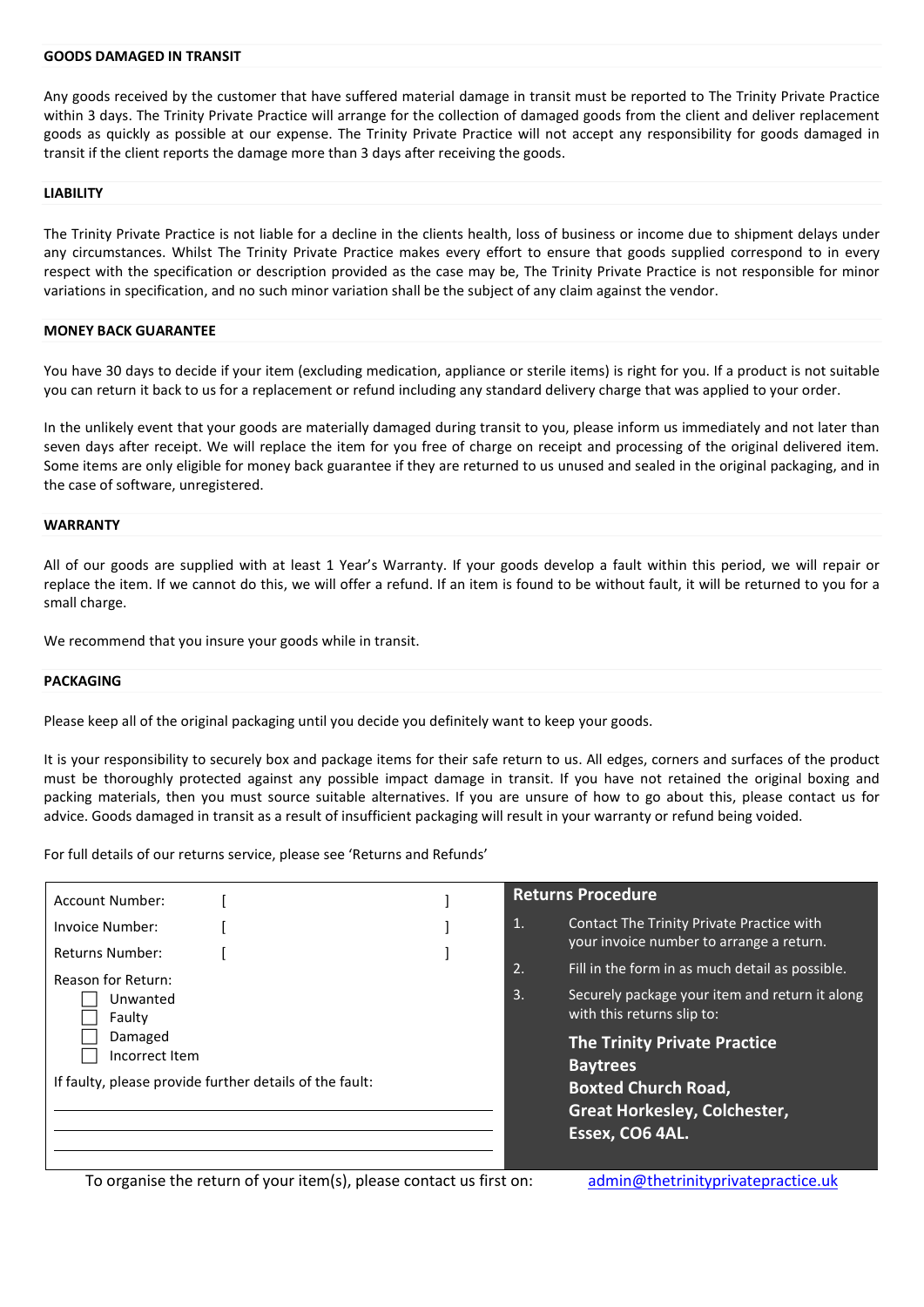## GOODS DAMAGED IN TRANSIT

Any goods received by the customer that have suffered material damage in transit must be reported to The Trinity Private Practice within 3 days. The Trinity Private Practice will arrange for the collection of damaged goods from the client and deliver replacement goods as quickly as possible at our expense. The Trinity Private Practice will not accept any responsibility for goods damaged in transit if the client reports the damage more than 3 days after receiving the goods.

## LIABILITY

The Trinity Private Practice is not liable for a decline in the clients health, loss of business or income due to shipment delays under any circumstances. Whilst The Trinity Private Practice makes every effort to ensure that goods supplied correspond to in every respect with the specification or description provided as the case may be, The Trinity Private Practice is not responsible for minor variations in specification, and no such minor variation shall be the subject of any claim against the vendor.

## MONEY BACK GUARANTEE

You have 30 days to decide if your item (excluding medication, appliance or sterile items) is right for you. If a product is not suitable you can return it back to us for a replacement or refund including any standard delivery charge that was applied to your order.

In the unlikely event that your goods are materially damaged during transit to you, please inform us immediately and not later than seven days after receipt. We will replace the item for you free of charge on receipt and processing of the original delivered item. Some items are only eligible for money back guarantee if they are returned to us unused and sealed in the original packaging, and in the case of software, unregistered.

## WARRANTY

All of our goods are supplied with at least 1 Year's Warranty. If your goods develop a fault within this period, we will repair or replace the item. If we cannot do this, we will offer a refund. If an item is found to be without fault, it will be returned to you for a small charge.

We recommend that you insure your goods while in transit.

## PACKAGING

Please keep all of the original packaging until you decide you definitely want to keep your goods.

It is your responsibility to securely box and package items for their safe return to us. All edges, corners and surfaces of the product must be thoroughly protected against any possible impact damage in transit. If you have not retained the original boxing and packing materials, then you must source suitable alternatives. If you are unsure of how to go about this, please contact us for advice. Goods damaged in transit as a result of insufficient packaging will result in your warranty or refund being voided.

For full details of our returns service, please see 'Returns and Refunds'

Account Number: [ ]

Invoice Number: [ ]

Returns Number: [ ]

Reason for Return:

- ☐ Unwanted
- ☐ Faulty
- ☐ Damaged
- ☐ Incorrect Item

If faulty, please provide further details of the fault:

\_\_\_\_\_\_\_\_\_\_\_\_\_\_\_\_\_\_\_\_\_\_\_\_\_\_\_\_\_\_\_\_\_\_\_\_\_\_\_\_

\_\_\_\_\_\_\_\_\_\_\_\_\_\_\_\_\_\_\_\_\_\_\_\_\_\_\_\_\_\_\_\_\_\_\_\_\_\_\_\_

\_\_\_\_\_\_\_\_\_\_\_\_\_\_\_\_\_\_\_\_\_\_\_\_\_\_\_\_\_\_\_\_\_\_\_\_\_\_\_\_

### Returns Procedure

1. Contact The Trinity Private Practice with your invoice number to arrange a return.
2. Fill in the form in as much detail as possible.
3. Securely package your item and return it along with this returns slip to:

**The Trinity Private Practice**
**Baytrees**
**Boxted Church Road,**
**Great Horkesley, Colchester,**
**Essex, CO6 4AL.**

To organise the return of your item(s), please contact us first on: admin@thetrinityprivatepractice.uk